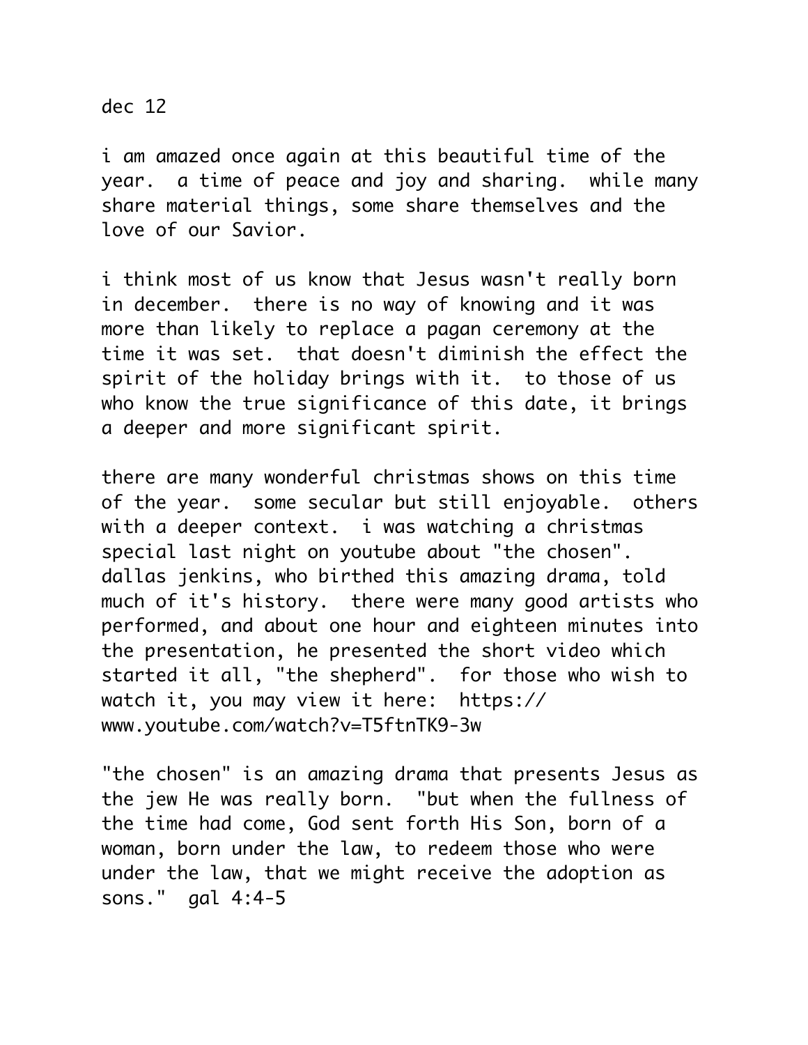dec 12

i am amazed once again at this beautiful time of the year. a time of peace and joy and sharing. while many share material things, some share themselves and the love of our Savior.

i think most of us know that Jesus wasn't really born in december. there is no way of knowing and it was more than likely to replace a pagan ceremony at the time it was set. that doesn't diminish the effect the spirit of the holiday brings with it. to those of us who know the true significance of this date, it brings a deeper and more significant spirit.

there are many wonderful christmas shows on this time of the year. some secular but still enjoyable. others with a deeper context. i was watching a christmas special last night on youtube about "the chosen". dallas jenkins, who birthed this amazing drama, told much of it's history. there were many good artists who performed, and about one hour and eighteen minutes into the presentation, he presented the short video which started it all, "the shepherd". for those who wish to watch it, you may view it here: https://www.youtube.com/watch?v=T5ftnTK9-3w

"the chosen" is an amazing drama that presents Jesus as the jew He was really born. "but when the fullness of the time had come, God sent forth His Son, born of a woman, born under the law, to redeem those who were under the law, that we might receive the adoption as sons." gal 4:4-5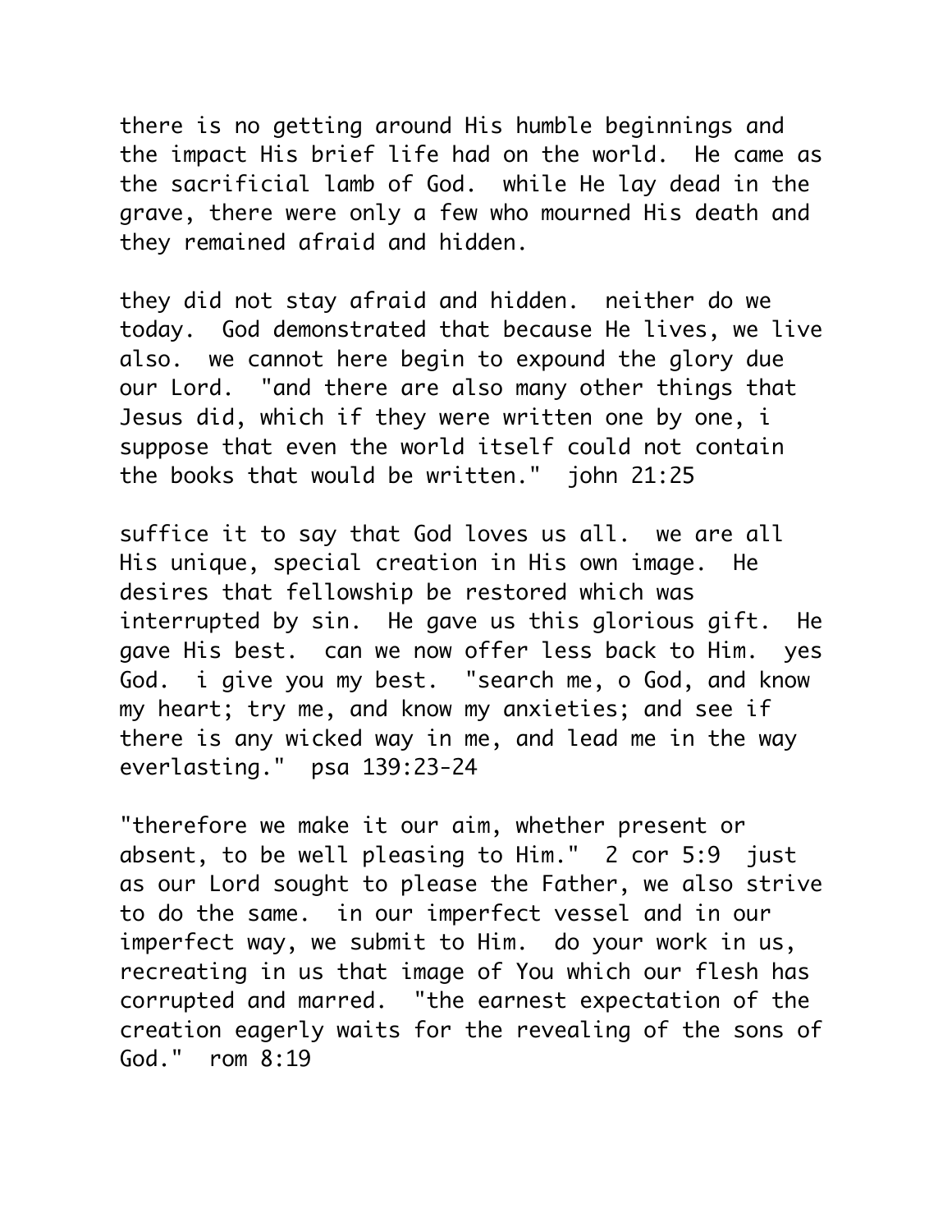there is no getting around His humble beginnings and the impact His brief life had on the world. He came as the sacrificial lamb of God. while He lay dead in the grave, there were only a few who mourned His death and they remained afraid and hidden.

they did not stay afraid and hidden. neither do we today. God demonstrated that because He lives, we live also. we cannot here begin to expound the glory due our Lord. "and there are also many other things that Jesus did, which if they were written one by one, i suppose that even the world itself could not contain the books that would be written." john 21:25

suffice it to say that God loves us all. we are all His unique, special creation in His own image. He desires that fellowship be restored which was interrupted by sin. He gave us this glorious gift. He gave His best. can we now offer less back to Him. yes God. i give you my best. "search me, o God, and know my heart; try me, and know my anxieties; and see if there is any wicked way in me, and lead me in the way everlasting." psa 139:23-24

"therefore we make it our aim, whether present or absent, to be well pleasing to Him." 2 cor 5:9 just as our Lord sought to please the Father, we also strive to do the same. in our imperfect vessel and in our imperfect way, we submit to Him. do your work in us, recreating in us that image of You which our flesh has corrupted and marred. "the earnest expectation of the creation eagerly waits for the revealing of the sons of God." rom 8:19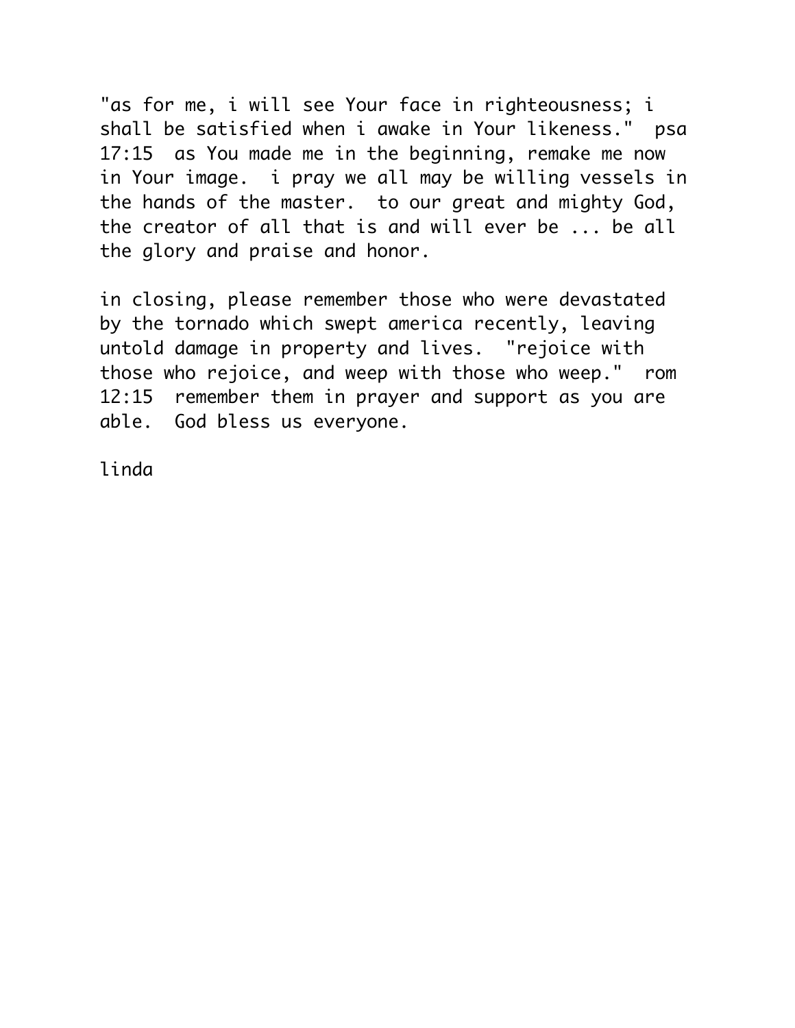"as for me, i will see Your face in righteousness; i shall be satisfied when i awake in Your likeness." psa 17:15 as You made me in the beginning, remake me now in Your image. i pray we all may be willing vessels in the hands of the master. to our great and mighty God, the creator of all that is and will ever be ... be all the glory and praise and honor.

in closing, please remember those who were devastated by the tornado which swept america recently, leaving untold damage in property and lives. "rejoice with those who rejoice, and weep with those who weep." rom 12:15 remember them in prayer and support as you are able. God bless us everyone.

linda